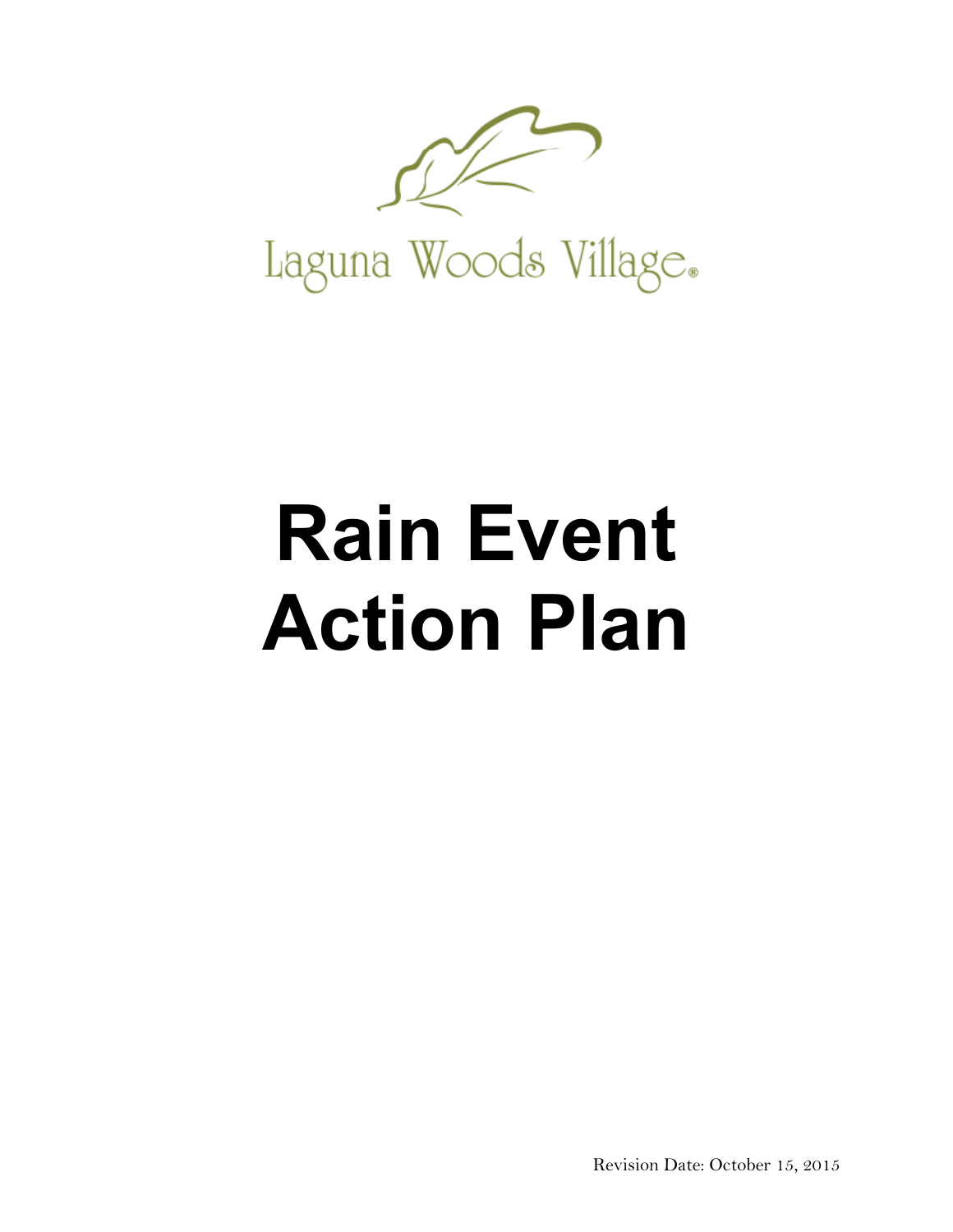Laguna Woods Village®

# Rain Event Action Plan

Revision Date: October 15, 2015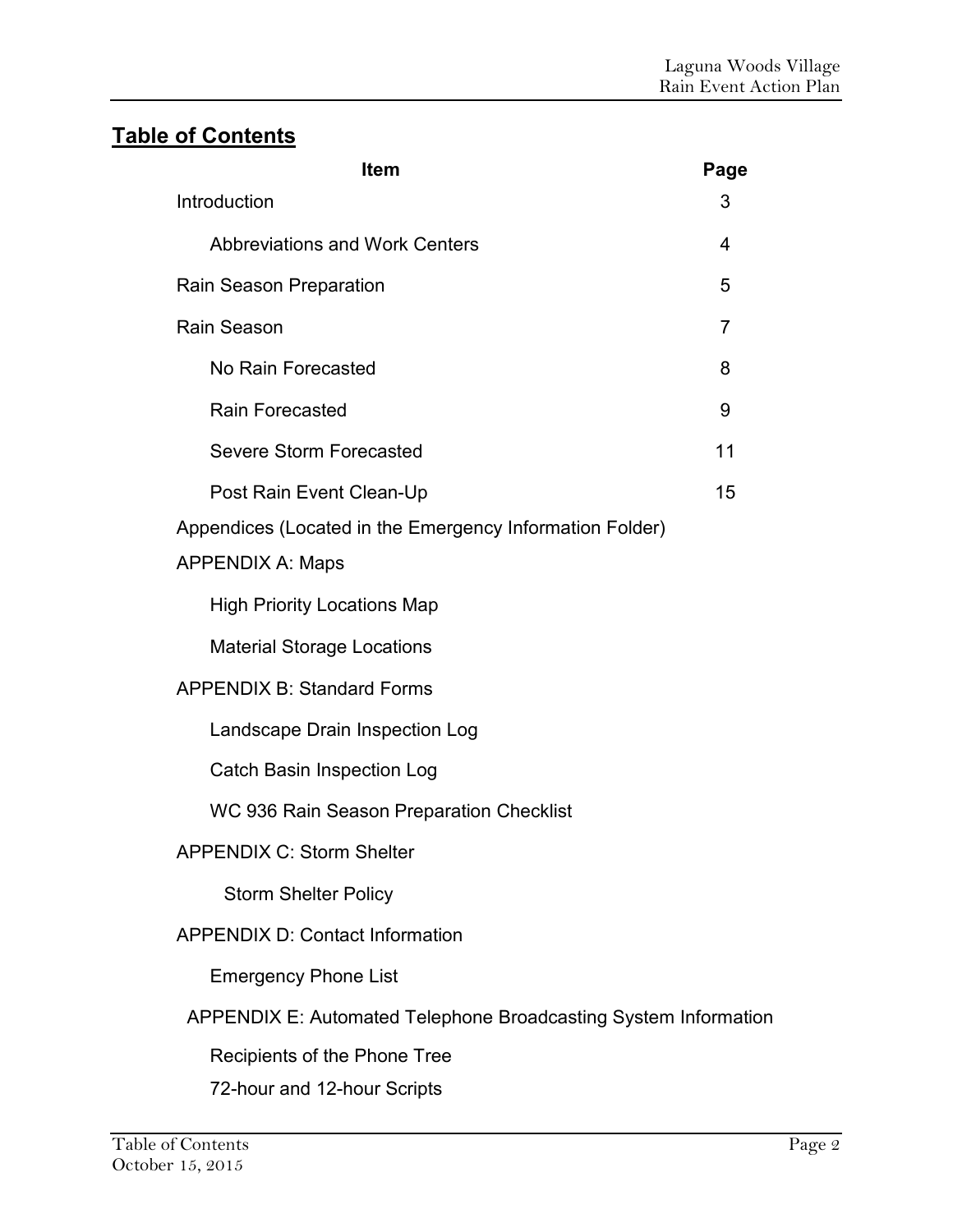## Table of Contents

| Item | Page |
| --- | --- |
| Introduction | 3 |
| Abbreviations and Work Centers | 4 |
| Rain Season Preparation | 5 |
| Rain Season | 7 |
| No Rain Forecasted | 8 |
| Rain Forecasted | 9 |
| Severe Storm Forecasted | 11 |
| Post Rain Event Clean-Up | 15 |
| Appendices (Located in the Emergency Information Folder) | |
| APPENDIX A: Maps | |
| High Priority Locations Map | |
| Material Storage Locations | |
| APPENDIX B: Standard Forms | |
| Landscape Drain Inspection Log | |
| Catch Basin Inspection Log | |
| WC 936 Rain Season Preparation Checklist | |
| APPENDIX C: Storm Shelter | |
| Storm Shelter Policy | |
| APPENDIX D: Contact Information | |
| Emergency Phone List | |
| APPENDIX E: Automated Telephone Broadcasting System Information | |
| Recipients of the Phone Tree | |
| 72-hour and 12-hour Scripts | |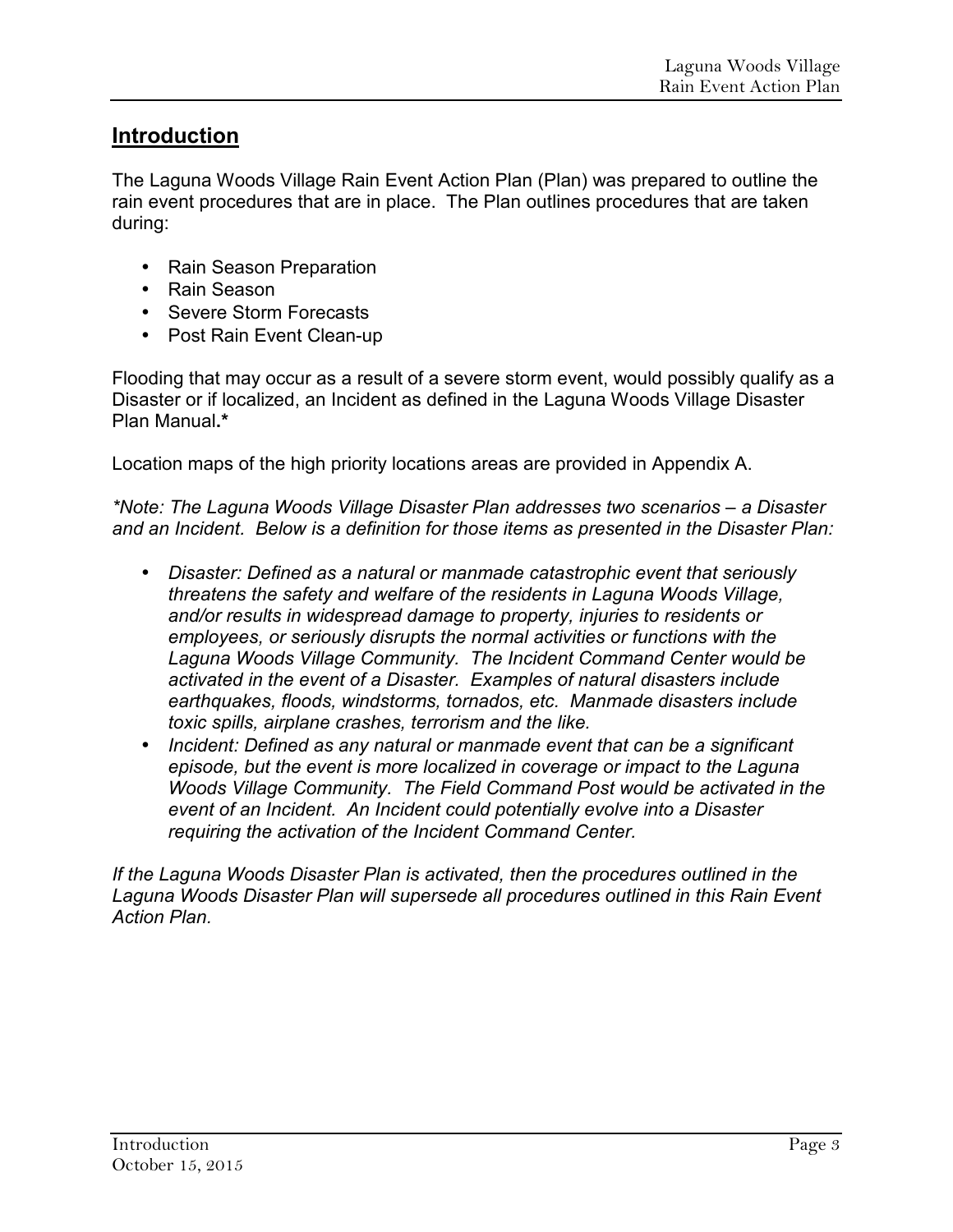## **Introduction**

The Laguna Woods Village Rain Event Action Plan (Plan) was prepared to outline the rain event procedures that are in place. The Plan outlines procedures that are taken during:

- Rain Season Preparation
- Rain Season
- Severe Storm Forecasts
- Post Rain Event Clean-up

Flooding that may occur as a result of a severe storm event, would possibly qualify as a Disaster or if localized, an Incident as defined in the Laguna Woods Village Disaster Plan Manual.**\***

Location maps of the high priority locations areas are provided in Appendix A.

*\*Note: The Laguna Woods Village Disaster Plan addresses two scenarios – a Disaster and an Incident. Below is a definition for those items as presented in the Disaster Plan:*

- *Disaster: Defined as a natural or manmade catastrophic event that seriously threatens the safety and welfare of the residents in Laguna Woods Village, and/or results in widespread damage to property, injuries to residents or employees, or seriously disrupts the normal activities or functions with the Laguna Woods Village Community. The Incident Command Center would be activated in the event of a Disaster. Examples of natural disasters include earthquakes, floods, windstorms, tornados, etc. Manmade disasters include toxic spills, airplane crashes, terrorism and the like.*
- *Incident: Defined as any natural or manmade event that can be a significant episode, but the event is more localized in coverage or impact to the Laguna Woods Village Community. The Field Command Post would be activated in the event of an Incident. An Incident could potentially evolve into a Disaster requiring the activation of the Incident Command Center.*

*If the Laguna Woods Disaster Plan is activated, then the procedures outlined in the Laguna Woods Disaster Plan will supersede all procedures outlined in this Rain Event Action Plan.*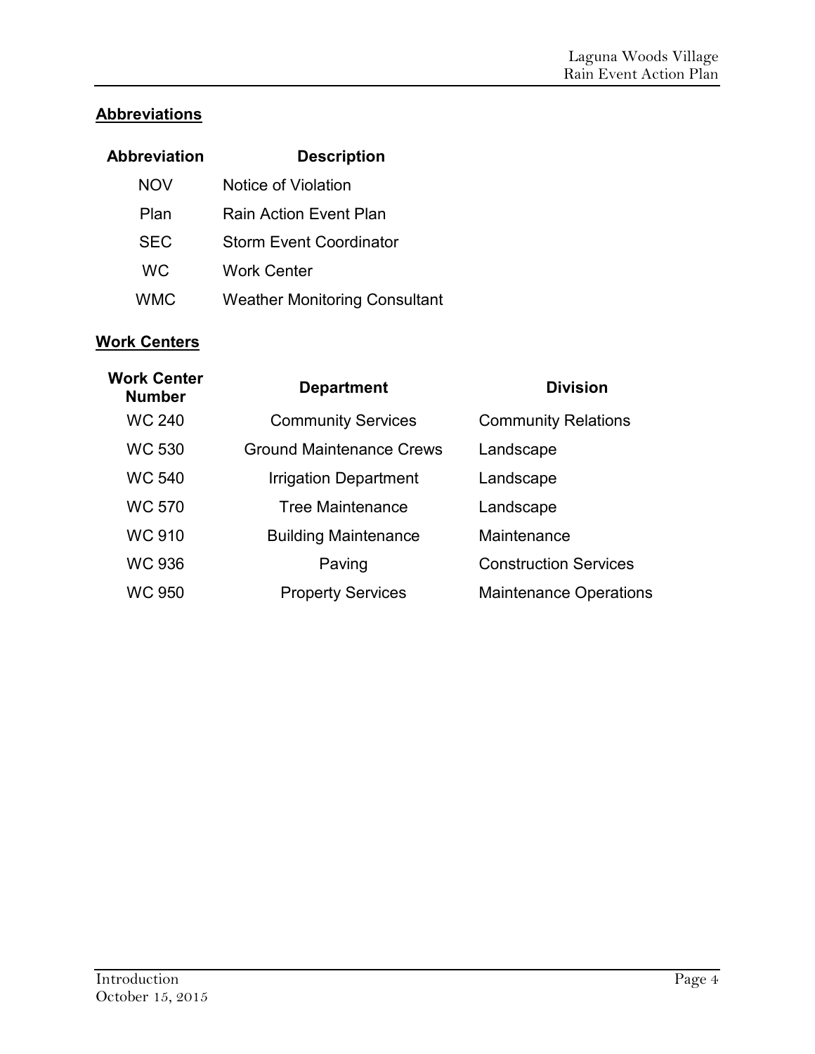## Abbreviations

| Abbreviation | Description |
| --- | --- |
| NOV | Notice of Violation |
| Plan | Rain Action Event Plan |
| SEC | Storm Event Coordinator |
| WC | Work Center |
| WMC | Weather Monitoring Consultant |

## Work Centers

| Work Center Number | Department | Division |
| --- | --- | --- |
| WC 240 | Community Services | Community Relations |
| WC 530 | Ground Maintenance Crews | Landscape |
| WC 540 | Irrigation Department | Landscape |
| WC 570 | Tree Maintenance | Landscape |
| WC 910 | Building Maintenance | Maintenance |
| WC 936 | Paving | Construction Services |
| WC 950 | Property Services | Maintenance Operations |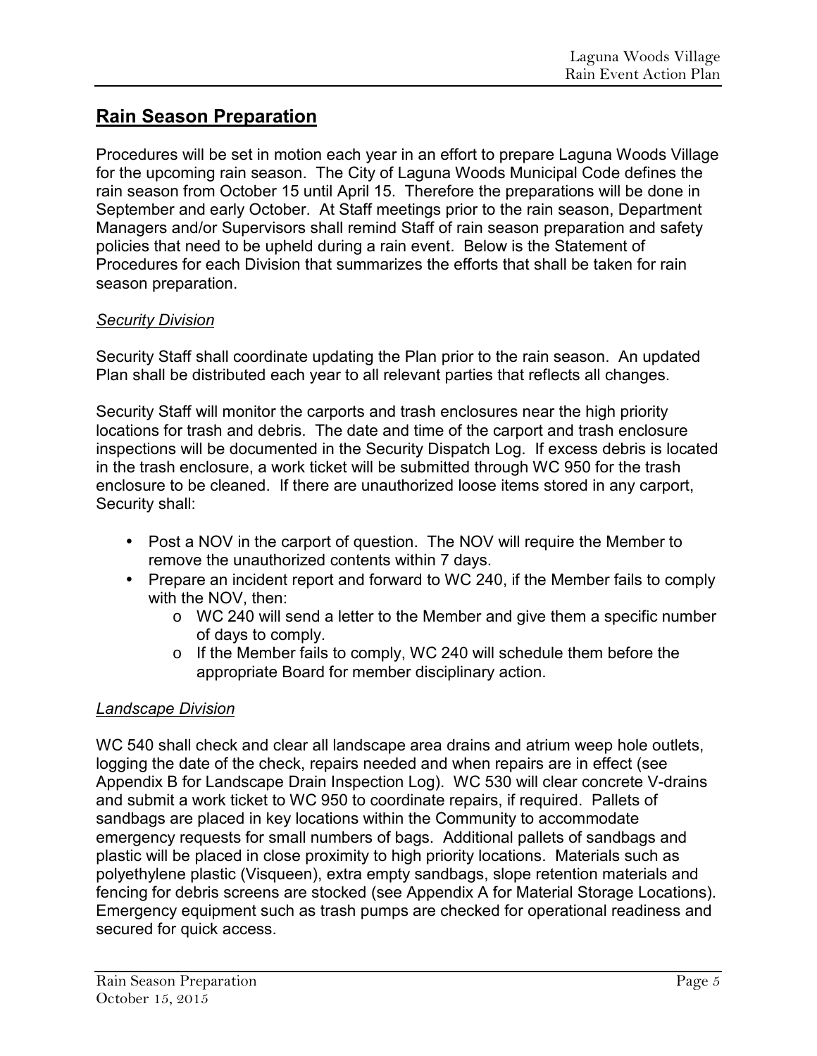## Rain Season Preparation

Procedures will be set in motion each year in an effort to prepare Laguna Woods Village for the upcoming rain season. The City of Laguna Woods Municipal Code defines the rain season from October 15 until April 15. Therefore the preparations will be done in September and early October. At Staff meetings prior to the rain season, Department Managers and/or Supervisors shall remind Staff of rain season preparation and safety policies that need to be upheld during a rain event. Below is the Statement of Procedures for each Division that summarizes the efforts that shall be taken for rain season preparation.

### *Security Division*

Security Staff shall coordinate updating the Plan prior to the rain season. An updated Plan shall be distributed each year to all relevant parties that reflects all changes.

Security Staff will monitor the carports and trash enclosures near the high priority locations for trash and debris. The date and time of the carport and trash enclosure inspections will be documented in the Security Dispatch Log. If excess debris is located in the trash enclosure, a work ticket will be submitted through WC 950 for the trash enclosure to be cleaned. If there are unauthorized loose items stored in any carport, Security shall:

- Post a NOV in the carport of question. The NOV will require the Member to remove the unauthorized contents within 7 days.
- Prepare an incident report and forward to WC 240, if the Member fails to comply with the NOV, then:
  - WC 240 will send a letter to the Member and give them a specific number of days to comply.
  - If the Member fails to comply, WC 240 will schedule them before the appropriate Board for member disciplinary action.

### *Landscape Division*

WC 540 shall check and clear all landscape area drains and atrium weep hole outlets, logging the date of the check, repairs needed and when repairs are in effect (see Appendix B for Landscape Drain Inspection Log). WC 530 will clear concrete V-drains and submit a work ticket to WC 950 to coordinate repairs, if required. Pallets of sandbags are placed in key locations within the Community to accommodate emergency requests for small numbers of bags. Additional pallets of sandbags and plastic will be placed in close proximity to high priority locations. Materials such as polyethylene plastic (Visqueen), extra empty sandbags, slope retention materials and fencing for debris screens are stocked (see Appendix A for Material Storage Locations). Emergency equipment such as trash pumps are checked for operational readiness and secured for quick access.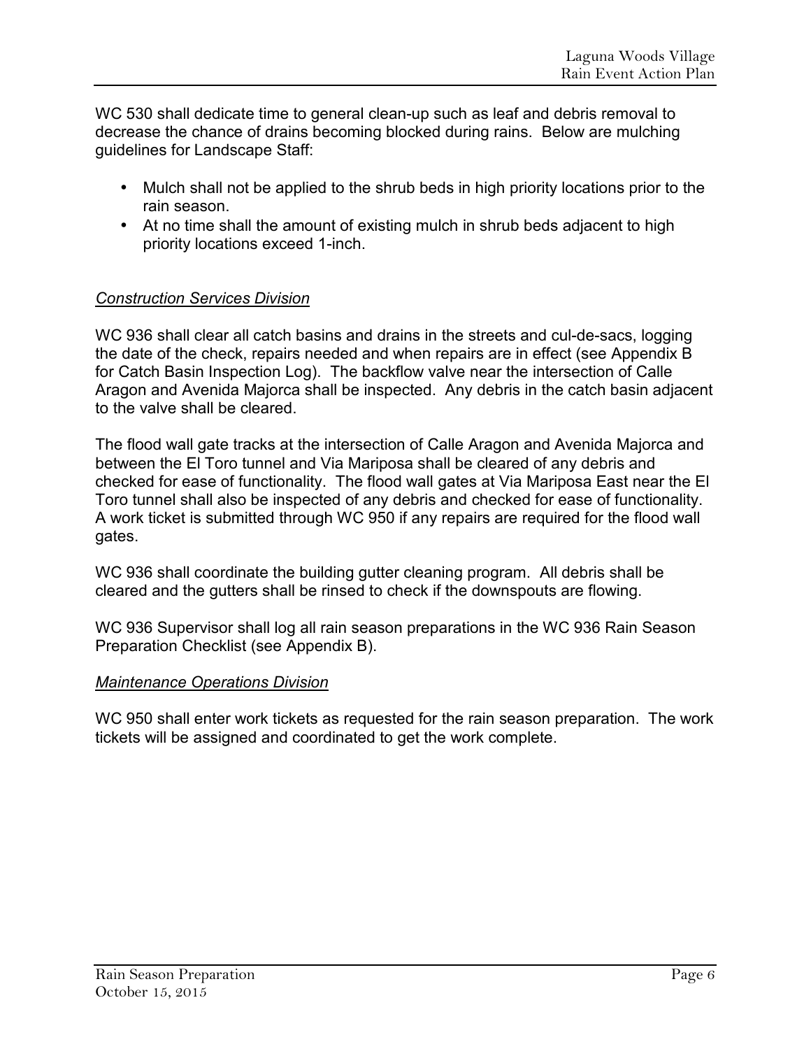WC 530 shall dedicate time to general clean-up such as leaf and debris removal to decrease the chance of drains becoming blocked during rains. Below are mulching guidelines for Landscape Staff:

- Mulch shall not be applied to the shrub beds in high priority locations prior to the rain season.
- At no time shall the amount of existing mulch in shrub beds adjacent to high priority locations exceed 1-inch.

*Construction Services Division*

WC 936 shall clear all catch basins and drains in the streets and cul-de-sacs, logging the date of the check, repairs needed and when repairs are in effect (see Appendix B for Catch Basin Inspection Log). The backflow valve near the intersection of Calle Aragon and Avenida Majorca shall be inspected. Any debris in the catch basin adjacent to the valve shall be cleared.

The flood wall gate tracks at the intersection of Calle Aragon and Avenida Majorca and between the El Toro tunnel and Via Mariposa shall be cleared of any debris and checked for ease of functionality. The flood wall gates at Via Mariposa East near the El Toro tunnel shall also be inspected of any debris and checked for ease of functionality. A work ticket is submitted through WC 950 if any repairs are required for the flood wall gates.

WC 936 shall coordinate the building gutter cleaning program. All debris shall be cleared and the gutters shall be rinsed to check if the downspouts are flowing.

WC 936 Supervisor shall log all rain season preparations in the WC 936 Rain Season Preparation Checklist (see Appendix B).

*Maintenance Operations Division*

WC 950 shall enter work tickets as requested for the rain season preparation. The work tickets will be assigned and coordinated to get the work complete.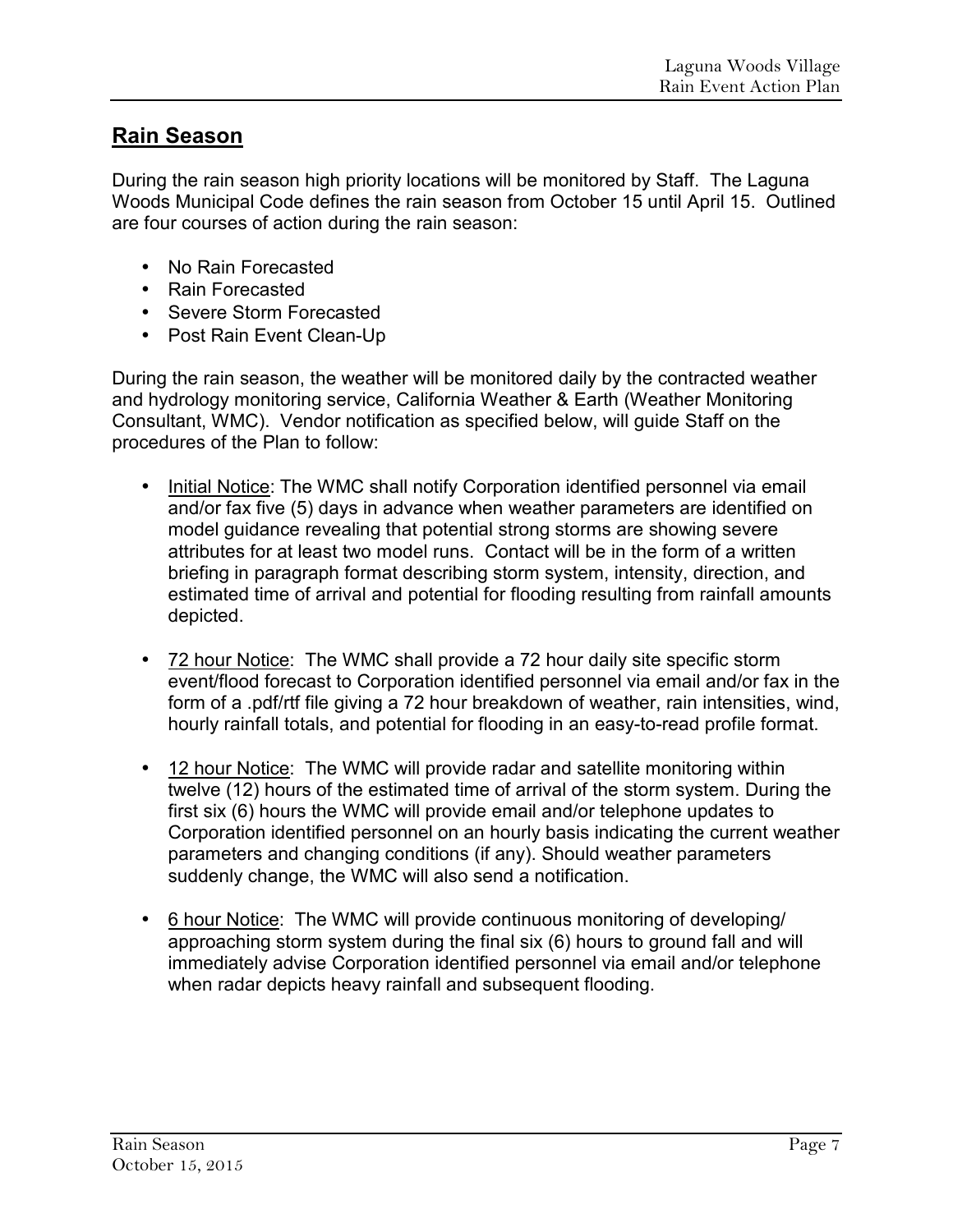## Rain Season

During the rain season high priority locations will be monitored by Staff. The Laguna Woods Municipal Code defines the rain season from October 15 until April 15. Outlined are four courses of action during the rain season:

- No Rain Forecasted
- Rain Forecasted
- Severe Storm Forecasted
- Post Rain Event Clean-Up

During the rain season, the weather will be monitored daily by the contracted weather and hydrology monitoring service, California Weather & Earth (Weather Monitoring Consultant, WMC). Vendor notification as specified below, will guide Staff on the procedures of the Plan to follow:

- Initial Notice: The WMC shall notify Corporation identified personnel via email and/or fax five (5) days in advance when weather parameters are identified on model guidance revealing that potential strong storms are showing severe attributes for at least two model runs. Contact will be in the form of a written briefing in paragraph format describing storm system, intensity, direction, and estimated time of arrival and potential for flooding resulting from rainfall amounts depicted.

- 72 hour Notice: The WMC shall provide a 72 hour daily site specific storm event/flood forecast to Corporation identified personnel via email and/or fax in the form of a .pdf/rtf file giving a 72 hour breakdown of weather, rain intensities, wind, hourly rainfall totals, and potential for flooding in an easy-to-read profile format.

- 12 hour Notice: The WMC will provide radar and satellite monitoring within twelve (12) hours of the estimated time of arrival of the storm system. During the first six (6) hours the WMC will provide email and/or telephone updates to Corporation identified personnel on an hourly basis indicating the current weather parameters and changing conditions (if any). Should weather parameters suddenly change, the WMC will also send a notification.

- 6 hour Notice: The WMC will provide continuous monitoring of developing/ approaching storm system during the final six (6) hours to ground fall and will immediately advise Corporation identified personnel via email and/or telephone when radar depicts heavy rainfall and subsequent flooding.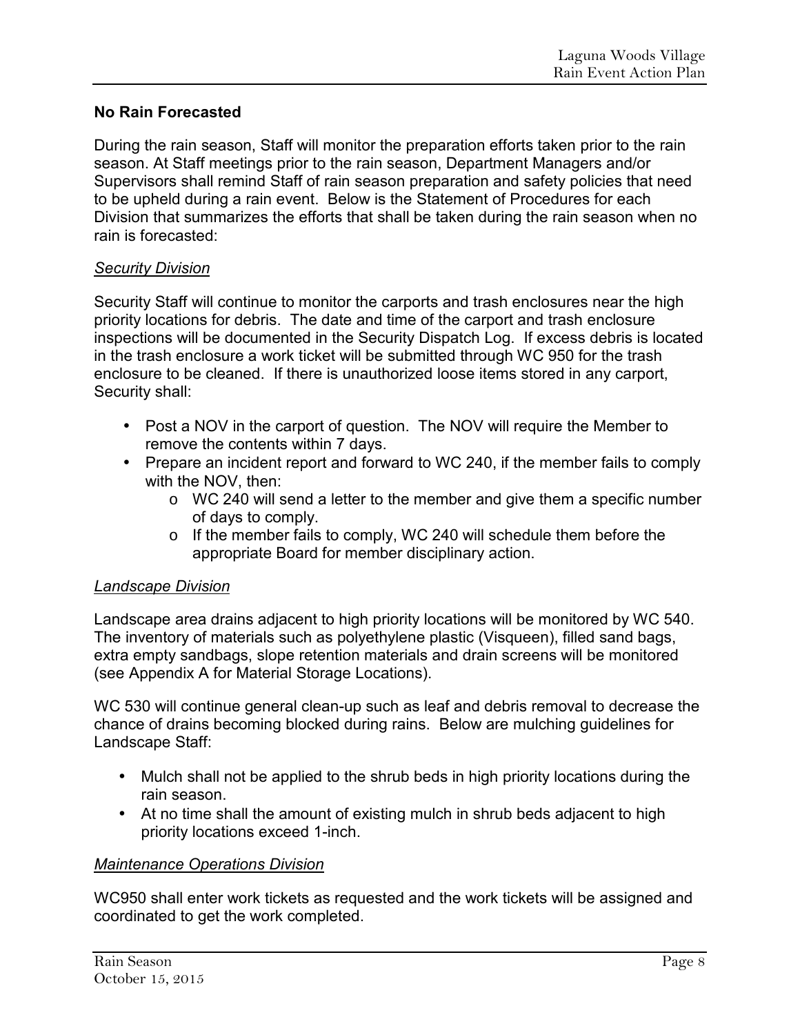## No Rain Forecasted

During the rain season, Staff will monitor the preparation efforts taken prior to the rain season. At Staff meetings prior to the rain season, Department Managers and/or Supervisors shall remind Staff of rain season preparation and safety policies that need to be upheld during a rain event. Below is the Statement of Procedures for each Division that summarizes the efforts that shall be taken during the rain season when no rain is forecasted:

### *Security Division*

Security Staff will continue to monitor the carports and trash enclosures near the high priority locations for debris. The date and time of the carport and trash enclosure inspections will be documented in the Security Dispatch Log. If excess debris is located in the trash enclosure a work ticket will be submitted through WC 950 for the trash enclosure to be cleaned. If there is unauthorized loose items stored in any carport, Security shall:

- Post a NOV in the carport of question. The NOV will require the Member to remove the contents within 7 days.
- Prepare an incident report and forward to WC 240, if the member fails to comply with the NOV, then:
  - WC 240 will send a letter to the member and give them a specific number of days to comply.
  - If the member fails to comply, WC 240 will schedule them before the appropriate Board for member disciplinary action.

### *Landscape Division*

Landscape area drains adjacent to high priority locations will be monitored by WC 540. The inventory of materials such as polyethylene plastic (Visqueen), filled sand bags, extra empty sandbags, slope retention materials and drain screens will be monitored (see Appendix A for Material Storage Locations).

WC 530 will continue general clean-up such as leaf and debris removal to decrease the chance of drains becoming blocked during rains. Below are mulching guidelines for Landscape Staff:

- Mulch shall not be applied to the shrub beds in high priority locations during the rain season.
- At no time shall the amount of existing mulch in shrub beds adjacent to high priority locations exceed 1-inch.

### *Maintenance Operations Division*

WC950 shall enter work tickets as requested and the work tickets will be assigned and coordinated to get the work completed.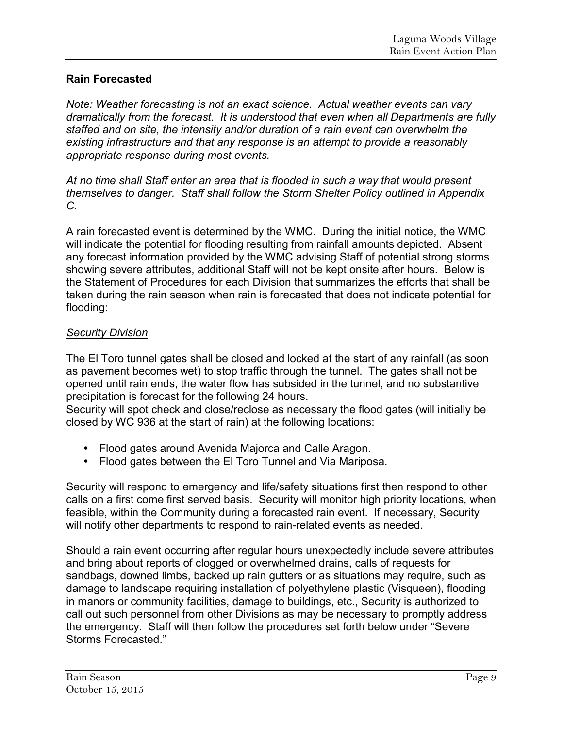**Rain Forecasted**

*Note: Weather forecasting is not an exact science. Actual weather events can vary dramatically from the forecast. It is understood that even when all Departments are fully staffed and on site, the intensity and/or duration of a rain event can overwhelm the existing infrastructure and that any response is an attempt to provide a reasonably appropriate response during most events.*

*At no time shall Staff enter an area that is flooded in such a way that would present themselves to danger. Staff shall follow the Storm Shelter Policy outlined in Appendix C.*

A rain forecasted event is determined by the WMC. During the initial notice, the WMC will indicate the potential for flooding resulting from rainfall amounts depicted. Absent any forecast information provided by the WMC advising Staff of potential strong storms showing severe attributes, additional Staff will not be kept onsite after hours. Below is the Statement of Procedures for each Division that summarizes the efforts that shall be taken during the rain season when rain is forecasted that does not indicate potential for flooding:

*Security Division*

The El Toro tunnel gates shall be closed and locked at the start of any rainfall (as soon as pavement becomes wet) to stop traffic through the tunnel. The gates shall not be opened until rain ends, the water flow has subsided in the tunnel, and no substantive precipitation is forecast for the following 24 hours.
Security will spot check and close/reclose as necessary the flood gates (will initially be closed by WC 936 at the start of rain) at the following locations:

- Flood gates around Avenida Majorca and Calle Aragon.
- Flood gates between the El Toro Tunnel and Via Mariposa.

Security will respond to emergency and life/safety situations first then respond to other calls on a first come first served basis. Security will monitor high priority locations, when feasible, within the Community during a forecasted rain event. If necessary, Security will notify other departments to respond to rain-related events as needed.

Should a rain event occurring after regular hours unexpectedly include severe attributes and bring about reports of clogged or overwhelmed drains, calls of requests for sandbags, downed limbs, backed up rain gutters or as situations may require, such as damage to landscape requiring installation of polyethylene plastic (Visqueen), flooding in manors or community facilities, damage to buildings, etc., Security is authorized to call out such personnel from other Divisions as may be necessary to promptly address the emergency. Staff will then follow the procedures set forth below under "Severe Storms Forecasted."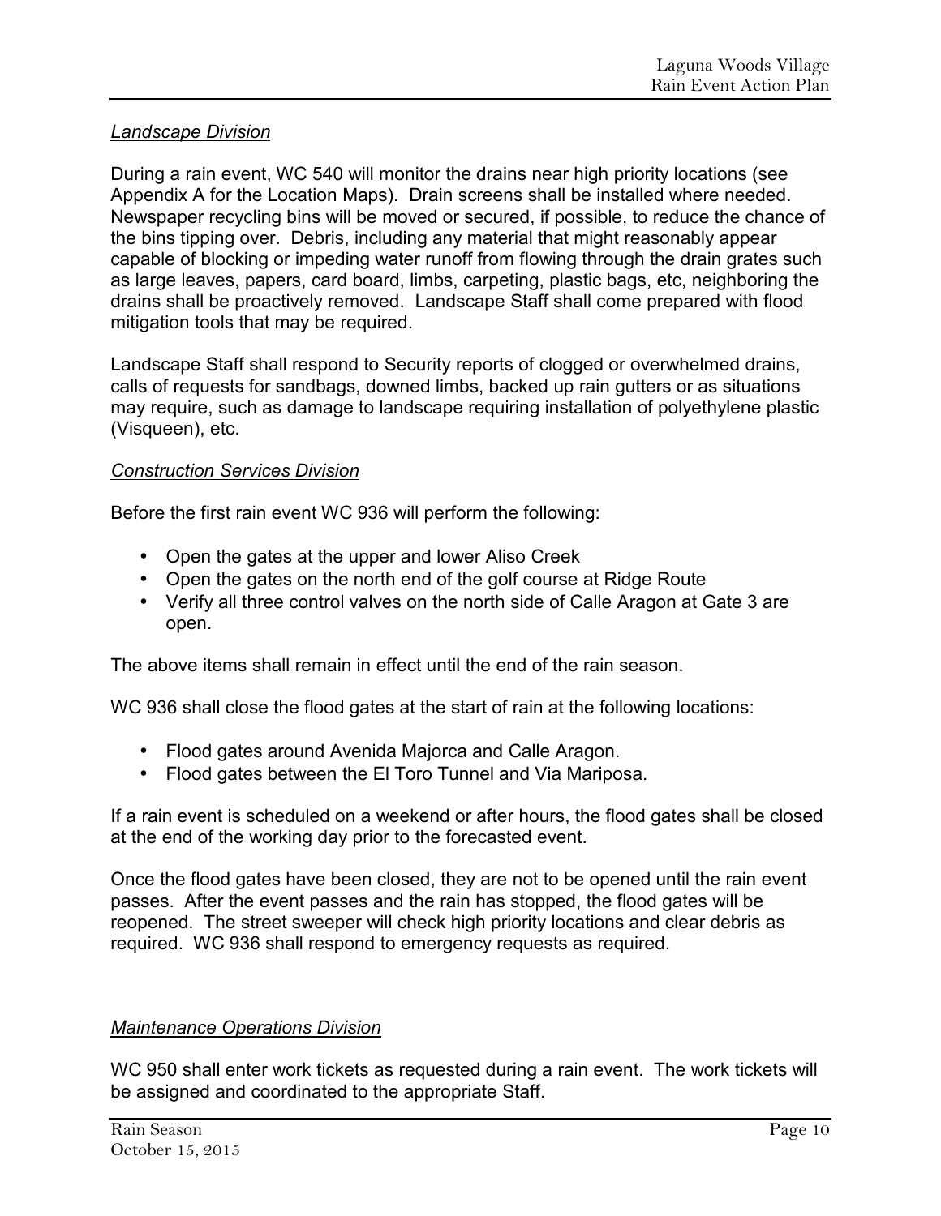*Landscape Division*

During a rain event, WC 540 will monitor the drains near high priority locations (see Appendix A for the Location Maps). Drain screens shall be installed where needed. Newspaper recycling bins will be moved or secured, if possible, to reduce the chance of the bins tipping over. Debris, including any material that might reasonably appear capable of blocking or impeding water runoff from flowing through the drain grates such as large leaves, papers, card board, limbs, carpeting, plastic bags, etc, neighboring the drains shall be proactively removed. Landscape Staff shall come prepared with flood mitigation tools that may be required.

Landscape Staff shall respond to Security reports of clogged or overwhelmed drains, calls of requests for sandbags, downed limbs, backed up rain gutters or as situations may require, such as damage to landscape requiring installation of polyethylene plastic (Visqueen), etc.

*Construction Services Division*

Before the first rain event WC 936 will perform the following:

- Open the gates at the upper and lower Aliso Creek
- Open the gates on the north end of the golf course at Ridge Route
- Verify all three control valves on the north side of Calle Aragon at Gate 3 are open.

The above items shall remain in effect until the end of the rain season.

WC 936 shall close the flood gates at the start of rain at the following locations:

- Flood gates around Avenida Majorca and Calle Aragon.
- Flood gates between the El Toro Tunnel and Via Mariposa.

If a rain event is scheduled on a weekend or after hours, the flood gates shall be closed at the end of the working day prior to the forecasted event.

Once the flood gates have been closed, they are not to be opened until the rain event passes. After the event passes and the rain has stopped, the flood gates will be reopened. The street sweeper will check high priority locations and clear debris as required. WC 936 shall respond to emergency requests as required.

*Maintenance Operations Division*

WC 950 shall enter work tickets as requested during a rain event. The work tickets will be assigned and coordinated to the appropriate Staff.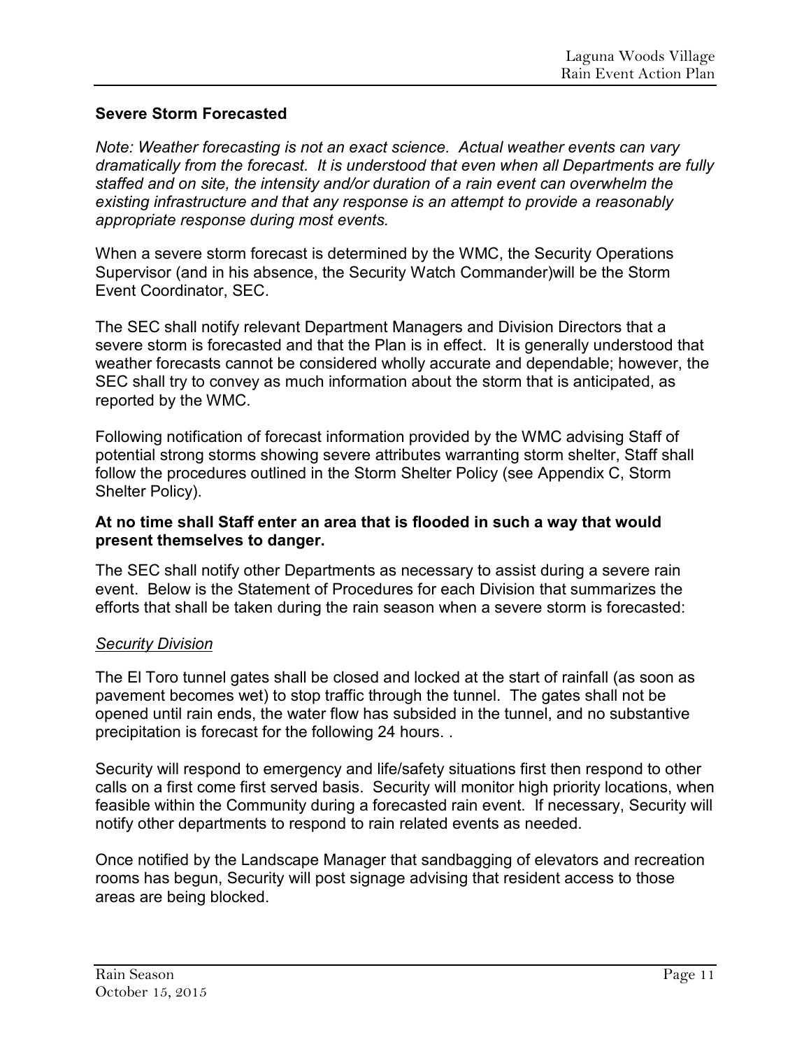**Severe Storm Forecasted**

*Note: Weather forecasting is not an exact science. Actual weather events can vary dramatically from the forecast. It is understood that even when all Departments are fully staffed and on site, the intensity and/or duration of a rain event can overwhelm the existing infrastructure and that any response is an attempt to provide a reasonably appropriate response during most events.*

When a severe storm forecast is determined by the WMC, the Security Operations Supervisor (and in his absence, the Security Watch Commander)will be the Storm Event Coordinator, SEC.

The SEC shall notify relevant Department Managers and Division Directors that a severe storm is forecasted and that the Plan is in effect. It is generally understood that weather forecasts cannot be considered wholly accurate and dependable; however, the SEC shall try to convey as much information about the storm that is anticipated, as reported by the WMC.

Following notification of forecast information provided by the WMC advising Staff of potential strong storms showing severe attributes warranting storm shelter, Staff shall follow the procedures outlined in the Storm Shelter Policy (see Appendix C, Storm Shelter Policy).

**At no time shall Staff enter an area that is flooded in such a way that would present themselves to danger.**

The SEC shall notify other Departments as necessary to assist during a severe rain event. Below is the Statement of Procedures for each Division that summarizes the efforts that shall be taken during the rain season when a severe storm is forecasted:

*Security Division*

The El Toro tunnel gates shall be closed and locked at the start of rainfall (as soon as pavement becomes wet) to stop traffic through the tunnel. The gates shall not be opened until rain ends, the water flow has subsided in the tunnel, and no substantive precipitation is forecast for the following 24 hours. .

Security will respond to emergency and life/safety situations first then respond to other calls on a first come first served basis. Security will monitor high priority locations, when feasible within the Community during a forecasted rain event. If necessary, Security will notify other departments to respond to rain related events as needed.

Once notified by the Landscape Manager that sandbagging of elevators and recreation rooms has begun, Security will post signage advising that resident access to those areas are being blocked.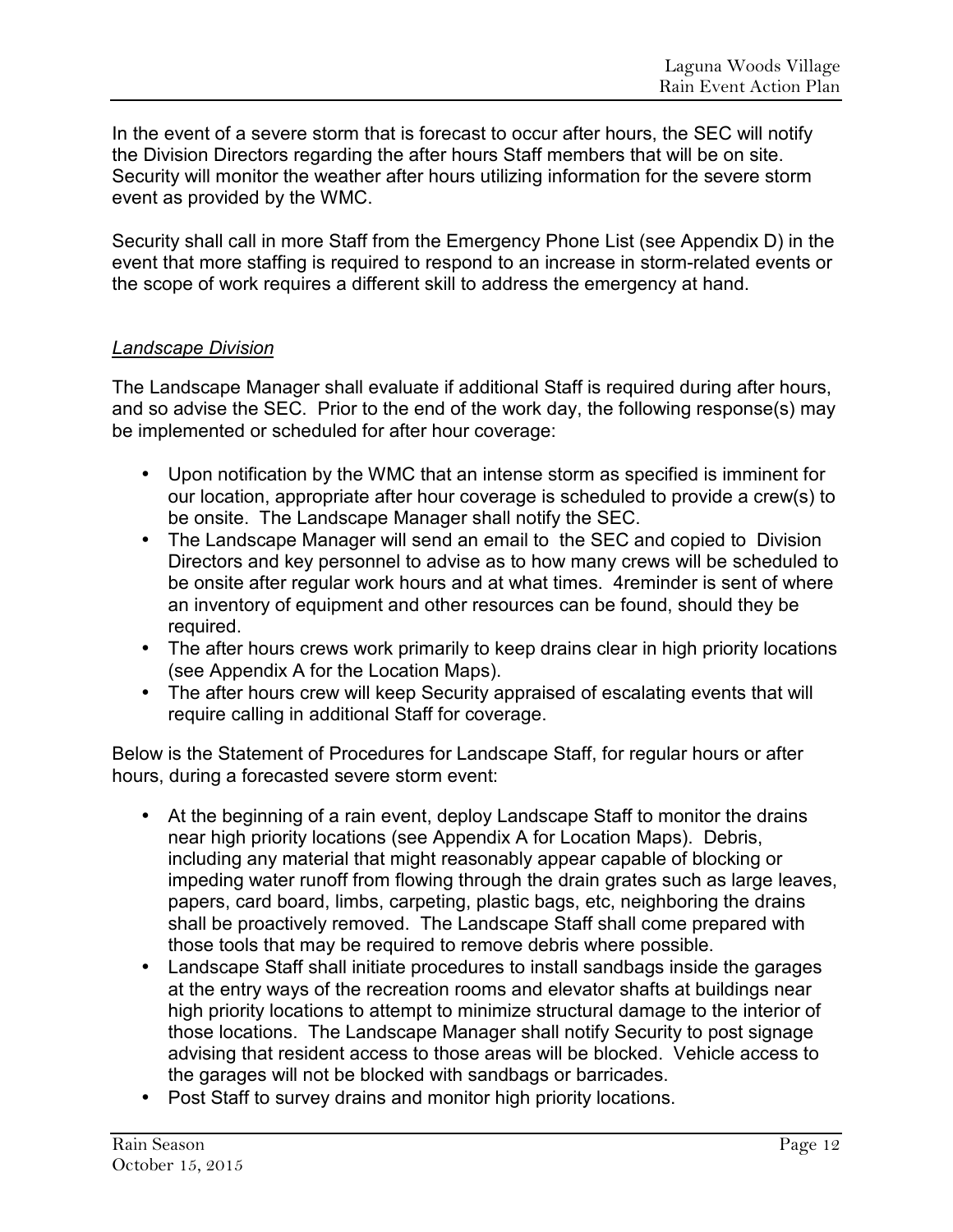In the event of a severe storm that is forecast to occur after hours, the SEC will notify the Division Directors regarding the after hours Staff members that will be on site. Security will monitor the weather after hours utilizing information for the severe storm event as provided by the WMC.

Security shall call in more Staff from the Emergency Phone List (see Appendix D) in the event that more staffing is required to respond to an increase in storm-related events or the scope of work requires a different skill to address the emergency at hand.

*Landscape Division*

The Landscape Manager shall evaluate if additional Staff is required during after hours, and so advise the SEC. Prior to the end of the work day, the following response(s) may be implemented or scheduled for after hour coverage:

- Upon notification by the WMC that an intense storm as specified is imminent for our location, appropriate after hour coverage is scheduled to provide a crew(s) to be onsite. The Landscape Manager shall notify the SEC.
- The Landscape Manager will send an email to the SEC and copied to Division Directors and key personnel to advise as to how many crews will be scheduled to be onsite after regular work hours and at what times. 4reminder is sent of where an inventory of equipment and other resources can be found, should they be required.
- The after hours crews work primarily to keep drains clear in high priority locations (see Appendix A for the Location Maps).
- The after hours crew will keep Security appraised of escalating events that will require calling in additional Staff for coverage.

Below is the Statement of Procedures for Landscape Staff, for regular hours or after hours, during a forecasted severe storm event:

- At the beginning of a rain event, deploy Landscape Staff to monitor the drains near high priority locations (see Appendix A for Location Maps). Debris, including any material that might reasonably appear capable of blocking or impeding water runoff from flowing through the drain grates such as large leaves, papers, card board, limbs, carpeting, plastic bags, etc, neighboring the drains shall be proactively removed. The Landscape Staff shall come prepared with those tools that may be required to remove debris where possible.
- Landscape Staff shall initiate procedures to install sandbags inside the garages at the entry ways of the recreation rooms and elevator shafts at buildings near high priority locations to attempt to minimize structural damage to the interior of those locations. The Landscape Manager shall notify Security to post signage advising that resident access to those areas will be blocked. Vehicle access to the garages will not be blocked with sandbags or barricades.
- Post Staff to survey drains and monitor high priority locations.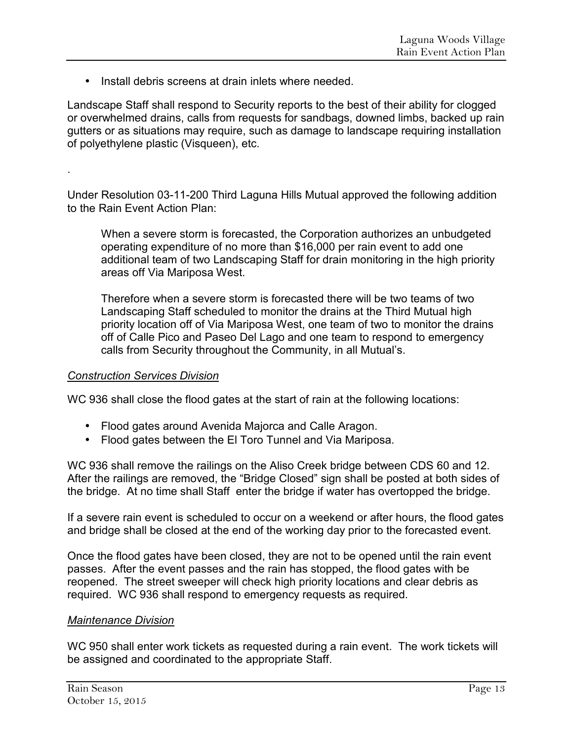- Install debris screens at drain inlets where needed.

Landscape Staff shall respond to Security reports to the best of their ability for clogged or overwhelmed drains, calls from requests for sandbags, downed limbs, backed up rain gutters or as situations may require, such as damage to landscape requiring installation of polyethylene plastic (Visqueen), etc.

.

Under Resolution 03-11-200 Third Laguna Hills Mutual approved the following addition to the Rain Event Action Plan:

> When a severe storm is forecasted, the Corporation authorizes an unbudgeted operating expenditure of no more than $16,000 per rain event to add one additional team of two Landscaping Staff for drain monitoring in the high priority areas off Via Mariposa West.
>
> Therefore when a severe storm is forecasted there will be two teams of two Landscaping Staff scheduled to monitor the drains at the Third Mutual high priority location off of Via Mariposa West, one team of two to monitor the drains off of Calle Pico and Paseo Del Lago and one team to respond to emergency calls from Security throughout the Community, in all Mutual's.

*Construction Services Division*

WC 936 shall close the flood gates at the start of rain at the following locations:

- Flood gates around Avenida Majorca and Calle Aragon.
- Flood gates between the El Toro Tunnel and Via Mariposa.

WC 936 shall remove the railings on the Aliso Creek bridge between CDS 60 and 12. After the railings are removed, the "Bridge Closed" sign shall be posted at both sides of the bridge. At no time shall Staff enter the bridge if water has overtopped the bridge.

If a severe rain event is scheduled to occur on a weekend or after hours, the flood gates and bridge shall be closed at the end of the working day prior to the forecasted event.

Once the flood gates have been closed, they are not to be opened until the rain event passes. After the event passes and the rain has stopped, the flood gates with be reopened. The street sweeper will check high priority locations and clear debris as required. WC 936 shall respond to emergency requests as required.

*Maintenance Division*

WC 950 shall enter work tickets as requested during a rain event. The work tickets will be assigned and coordinated to the appropriate Staff.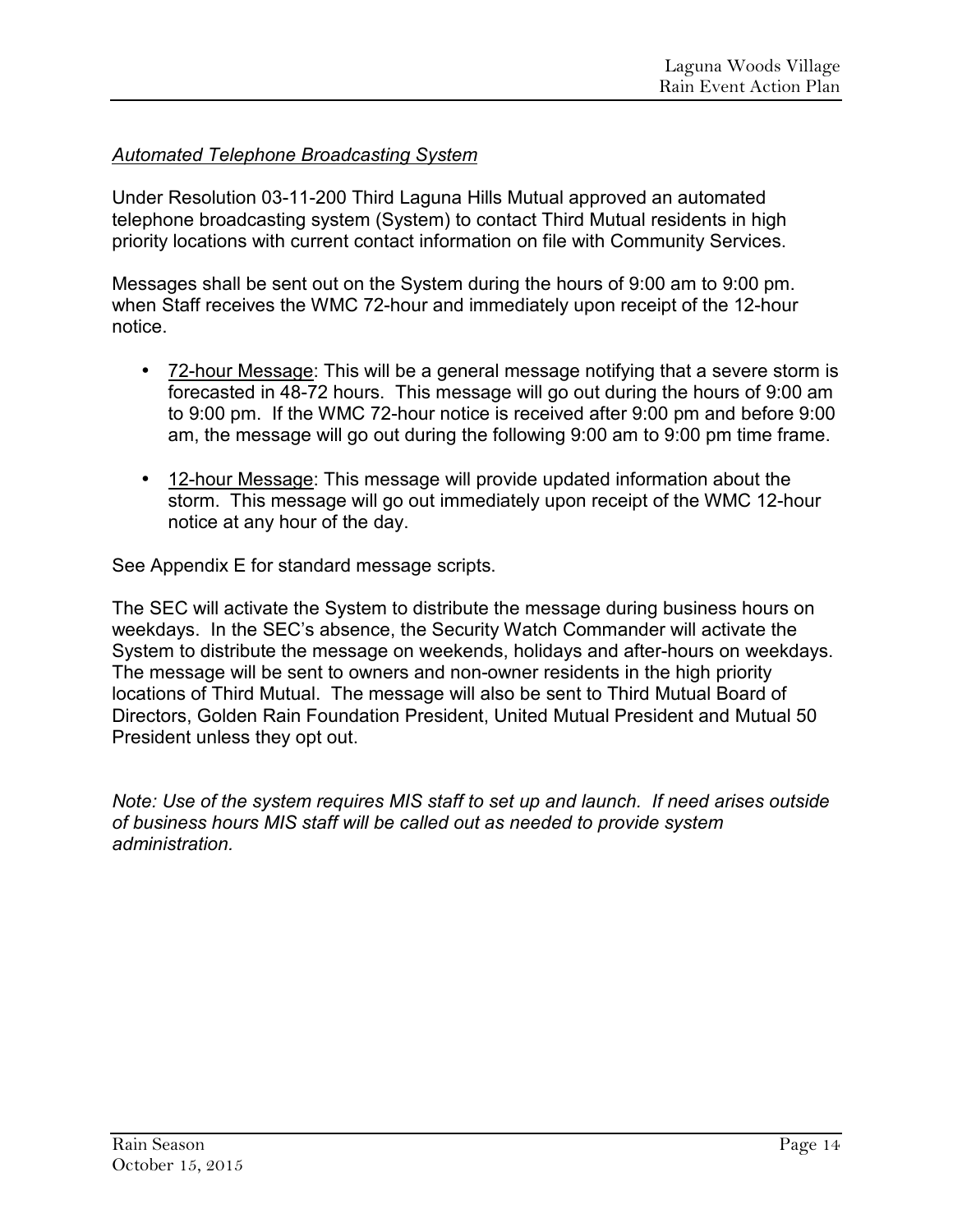*<u>Automated Telephone Broadcasting System</u>*

Under Resolution 03-11-200 Third Laguna Hills Mutual approved an automated telephone broadcasting system (System) to contact Third Mutual residents in high priority locations with current contact information on file with Community Services.

Messages shall be sent out on the System during the hours of 9:00 am to 9:00 pm. when Staff receives the WMC 72-hour and immediately upon receipt of the 12-hour notice.

- <u>72-hour Message</u>: This will be a general message notifying that a severe storm is forecasted in 48-72 hours. This message will go out during the hours of 9:00 am to 9:00 pm. If the WMC 72-hour notice is received after 9:00 pm and before 9:00 am, the message will go out during the following 9:00 am to 9:00 pm time frame.
- <u>12-hour Message</u>: This message will provide updated information about the storm. This message will go out immediately upon receipt of the WMC 12-hour notice at any hour of the day.

See Appendix E for standard message scripts.

The SEC will activate the System to distribute the message during business hours on weekdays. In the SEC's absence, the Security Watch Commander will activate the System to distribute the message on weekends, holidays and after-hours on weekdays. The message will be sent to owners and non-owner residents in the high priority locations of Third Mutual. The message will also be sent to Third Mutual Board of Directors, Golden Rain Foundation President, United Mutual President and Mutual 50 President unless they opt out.

*Note: Use of the system requires MIS staff to set up and launch. If need arises outside of business hours MIS staff will be called out as needed to provide system administration.*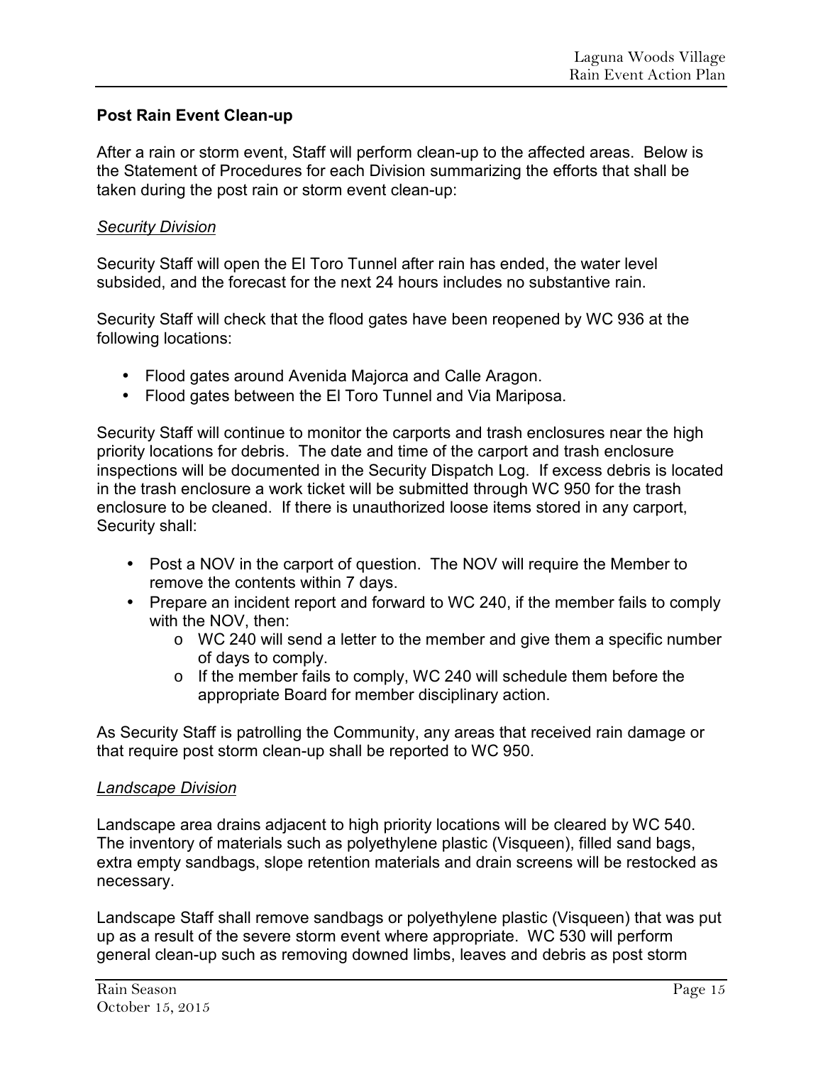**Post Rain Event Clean-up**

After a rain or storm event, Staff will perform clean-up to the affected areas. Below is the Statement of Procedures for each Division summarizing the efforts that shall be taken during the post rain or storm event clean-up:

*Security Division*

Security Staff will open the El Toro Tunnel after rain has ended, the water level subsided, and the forecast for the next 24 hours includes no substantive rain.

Security Staff will check that the flood gates have been reopened by WC 936 at the following locations:

- Flood gates around Avenida Majorca and Calle Aragon.
- Flood gates between the El Toro Tunnel and Via Mariposa.

Security Staff will continue to monitor the carports and trash enclosures near the high priority locations for debris. The date and time of the carport and trash enclosure inspections will be documented in the Security Dispatch Log. If excess debris is located in the trash enclosure a work ticket will be submitted through WC 950 for the trash enclosure to be cleaned. If there is unauthorized loose items stored in any carport, Security shall:

- Post a NOV in the carport of question. The NOV will require the Member to remove the contents within 7 days.
- Prepare an incident report and forward to WC 240, if the member fails to comply with the NOV, then:
  - WC 240 will send a letter to the member and give them a specific number of days to comply.
  - If the member fails to comply, WC 240 will schedule them before the appropriate Board for member disciplinary action.

As Security Staff is patrolling the Community, any areas that received rain damage or that require post storm clean-up shall be reported to WC 950.

*Landscape Division*

Landscape area drains adjacent to high priority locations will be cleared by WC 540. The inventory of materials such as polyethylene plastic (Visqueen), filled sand bags, extra empty sandbags, slope retention materials and drain screens will be restocked as necessary.

Landscape Staff shall remove sandbags or polyethylene plastic (Visqueen) that was put up as a result of the severe storm event where appropriate. WC 530 will perform general clean-up such as removing downed limbs, leaves and debris as post storm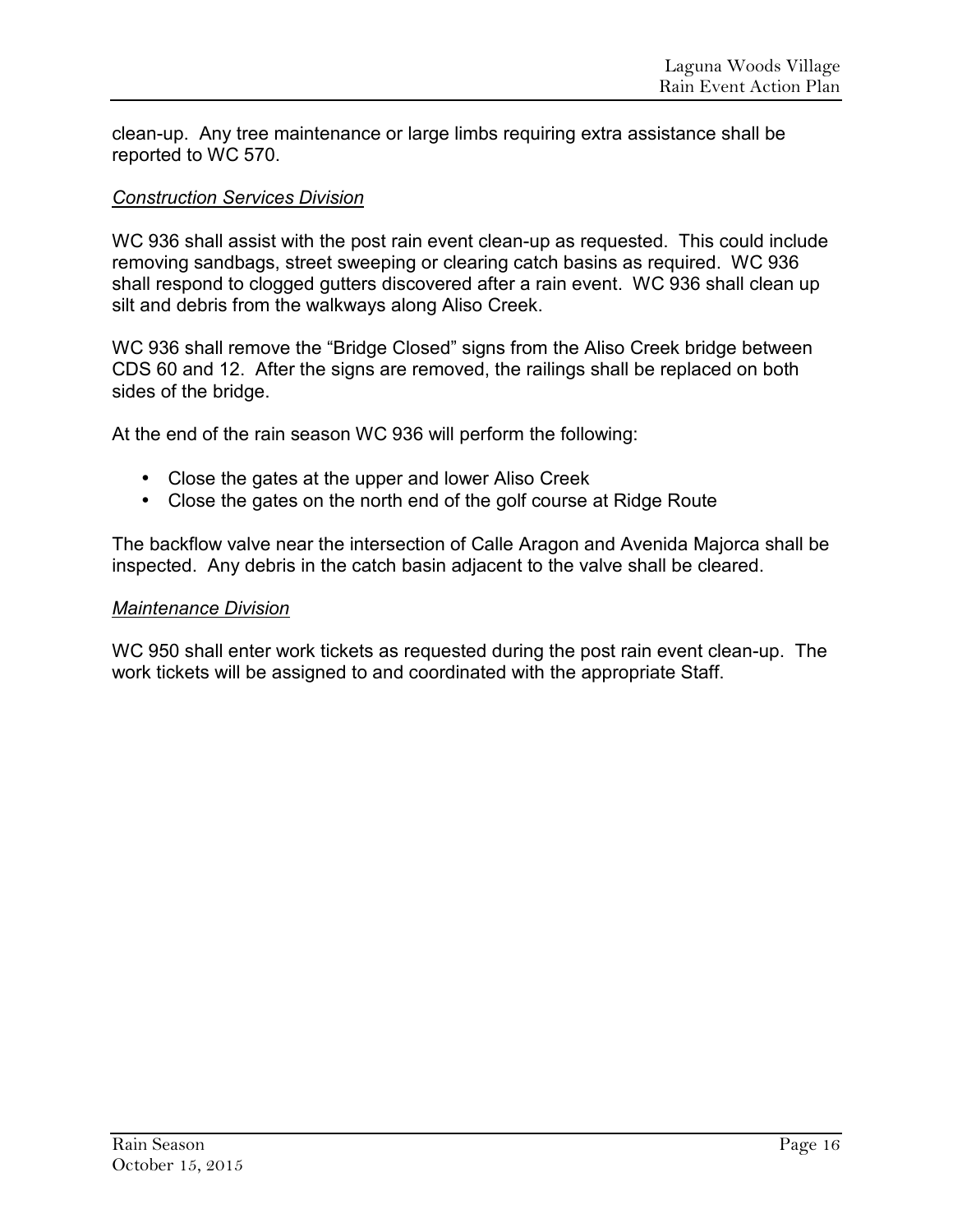clean-up. Any tree maintenance or large limbs requiring extra assistance shall be reported to WC 570.

*Construction Services Division*

WC 936 shall assist with the post rain event clean-up as requested. This could include removing sandbags, street sweeping or clearing catch basins as required. WC 936 shall respond to clogged gutters discovered after a rain event. WC 936 shall clean up silt and debris from the walkways along Aliso Creek.

WC 936 shall remove the "Bridge Closed" signs from the Aliso Creek bridge between CDS 60 and 12. After the signs are removed, the railings shall be replaced on both sides of the bridge.

At the end of the rain season WC 936 will perform the following:

- Close the gates at the upper and lower Aliso Creek
- Close the gates on the north end of the golf course at Ridge Route

The backflow valve near the intersection of Calle Aragon and Avenida Majorca shall be inspected. Any debris in the catch basin adjacent to the valve shall be cleared.

*Maintenance Division*

WC 950 shall enter work tickets as requested during the post rain event clean-up. The work tickets will be assigned to and coordinated with the appropriate Staff.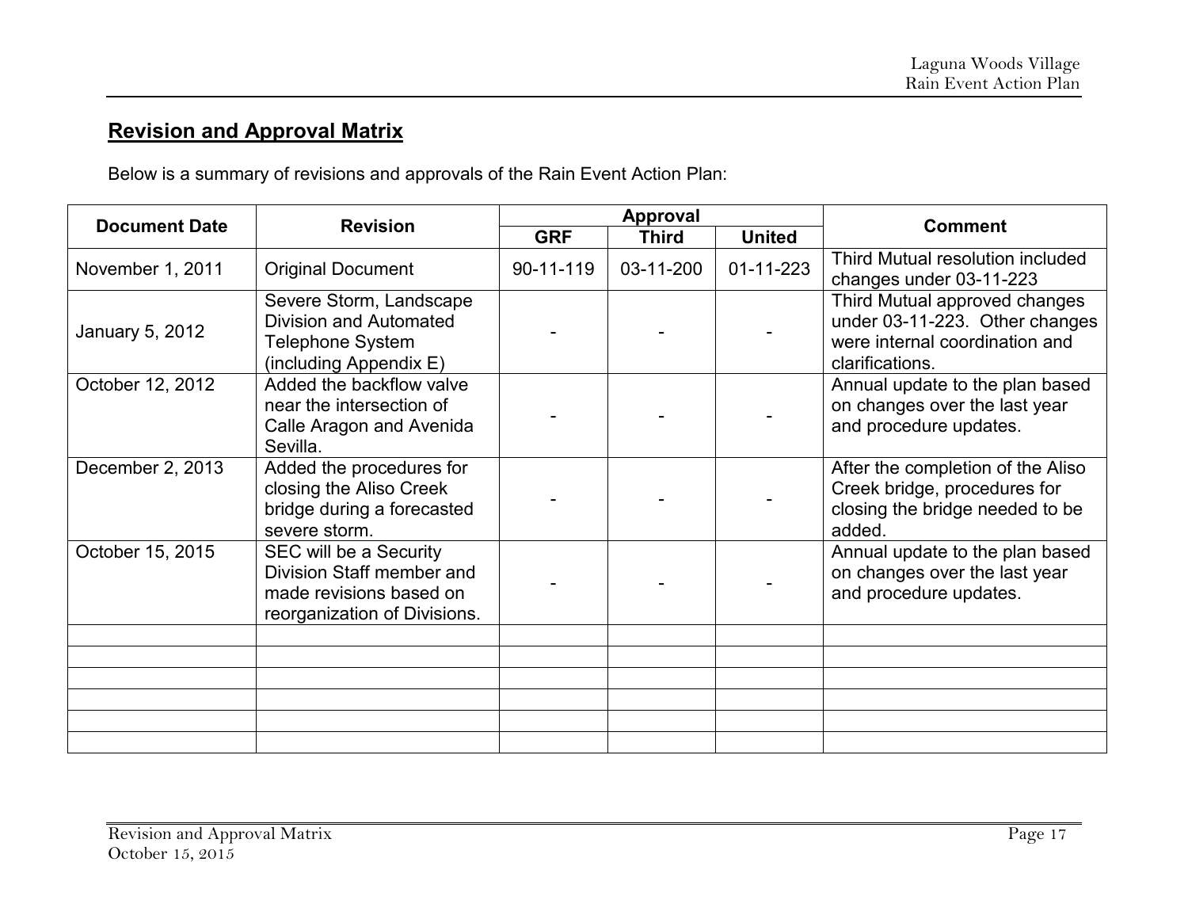## Revision and Approval Matrix

Below is a summary of revisions and approvals of the Rain Event Action Plan:

| Document Date | Revision | Approval | | | Comment |
|---|---|---|---|---|---|
| | | GRF | Third | United | |
| November 1, 2011 | Original Document | 90-11-119 | 03-11-200 | 01-11-223 | Third Mutual resolution included changes under 03-11-223 |
| January 5, 2012 | Severe Storm, Landscape Division and Automated Telephone System (including Appendix E) | - | - | - | Third Mutual approved changes under 03-11-223. Other changes were internal coordination and clarifications. |
| October 12, 2012 | Added the backflow valve near the intersection of Calle Aragon and Avenida Sevilla. | - | - | - | Annual update to the plan based on changes over the last year and procedure updates. |
| December 2, 2013 | Added the procedures for closing the Aliso Creek bridge during a forecasted severe storm. | - | - | - | After the completion of the Aliso Creek bridge, procedures for closing the bridge needed to be added. |
| October 15, 2015 | SEC will be a Security Division Staff member and made revisions based on reorganization of Divisions. | - | - | - | Annual update to the plan based on changes over the last year and procedure updates. |
| | | | | | |
| | | | | | |
| | | | | | |
| | | | | | |
| | | | | | |
| | | | | | |